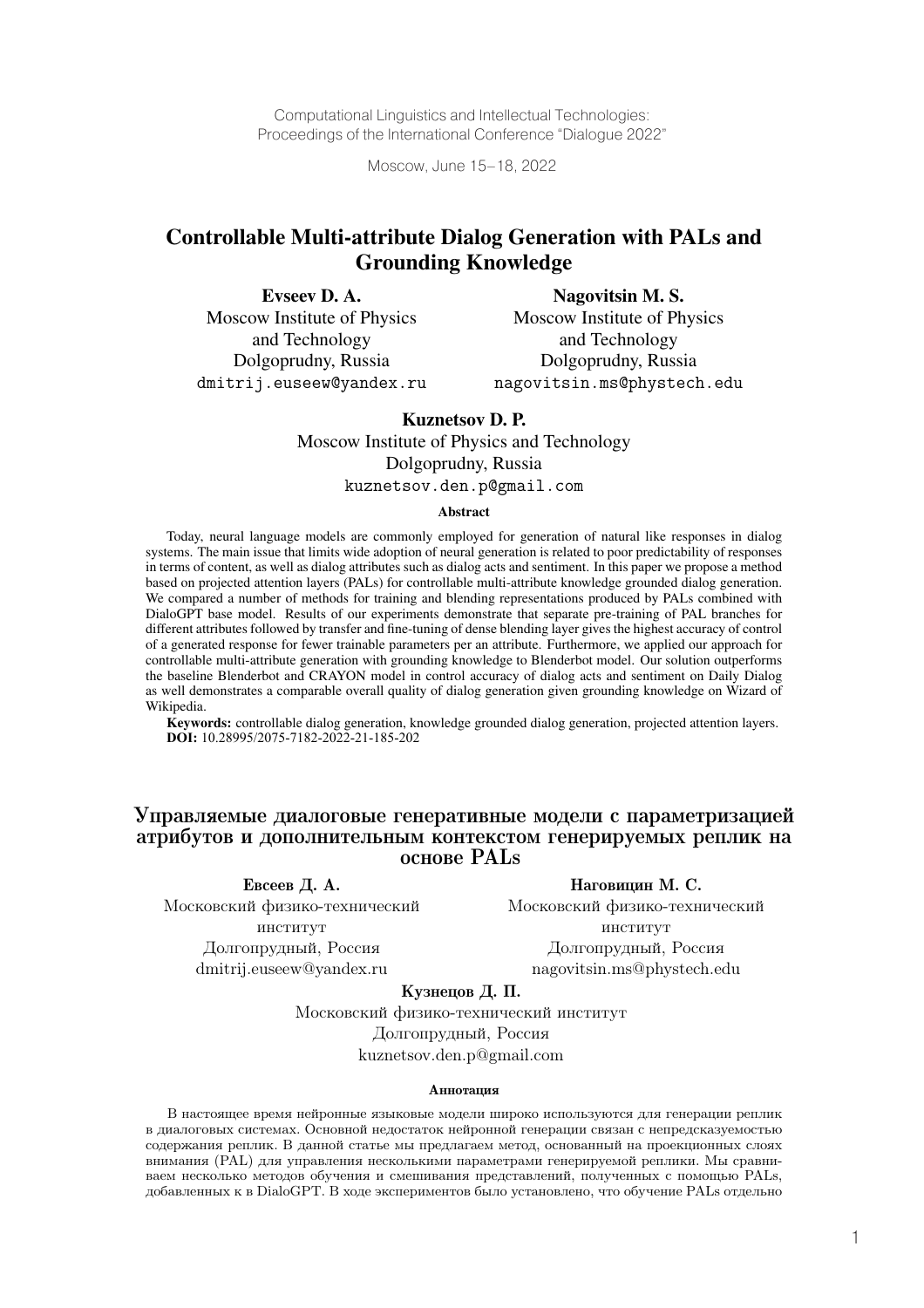Computational Linguistics and Intellectual Technologies:
Proceedings of the International Conference "Dialogue 2022"

Moscow, June 15–18, 2022

# Controllable Multi-attribute Dialog Generation with PALs and Grounding Knowledge

**Evseev D. A.**
Moscow Institute of Physics and Technology
Dolgoprudny, Russia
dmitrij.euseew@yandex.ru

**Nagovitsin M. S.**
Moscow Institute of Physics and Technology
Dolgoprudny, Russia
nagovitsin.ms@phystech.edu

**Kuznetsov D. P.**
Moscow Institute of Physics and Technology
Dolgoprudny, Russia
kuznetsov.den.p@gmail.com

### Abstract

Today, neural language models are commonly employed for generation of natural like responses in dialog systems. The main issue that limits wide adoption of neural generation is related to poor predictability of responses in terms of content, as well as dialog attributes such as dialog acts and sentiment. In this paper we propose a method based on projected attention layers (PALs) for controllable multi-attribute knowledge grounded dialog generation. We compared a number of methods for training and blending representations produced by PALs combined with DialoGPT base model. Results of our experiments demonstrate that separate pre-training of PAL branches for different attributes followed by transfer and fine-tuning of dense blending layer gives the highest accuracy of control of a generated response for fewer trainable parameters per an attribute. Furthermore, we applied our approach for controllable multi-attribute generation with grounding knowledge to Blenderbot model. Our solution outperforms the baseline Blenderbot and CRAYON model in control accuracy of dialog acts and sentiment on Daily Dialog as well demonstrates a comparable overall quality of dialog generation given grounding knowledge on Wizard of Wikipedia.

**Keywords:** controllable dialog generation, knowledge grounded dialog generation, projected attention layers.
**DOI:** 10.28995/2075-7182-2022-21-185-202

# Управляемые диалоговые генеративные модели с параметризацией атрибутов и дополнительным контекстом генерируемых реплик на основе PALs

**Евсеев Д. А.**
Московский физико-технический институт
Долгопрудный, Россия
dmitrij.euseew@yandex.ru

**Наговицин М. С.**
Московский физико-технический институт
Долгопрудный, Россия
nagovitsin.ms@phystech.edu

**Кузнецов Д. П.**
Московский физико-технический институт
Долгопрудный, Россия
kuznetsov.den.p@gmail.com

### Аннотация

В настоящее время нейронные языковые модели широко используются для генерации реплик в диалоговых системах. Основной недостаток нейронной генерации связан с непредсказуемостью содержания реплик. В данной статье мы предлагаем метод, основанный на проекционных слоях внимания (PAL) для управления несколькими параметрами генерируемой реплики. Мы сравниваем несколько методов обучения и смешивания представлений, полученных с помощью PALs, добавленных к в DialoGPT. В ходе экспериментов было установлено, что обучение PALs отдельно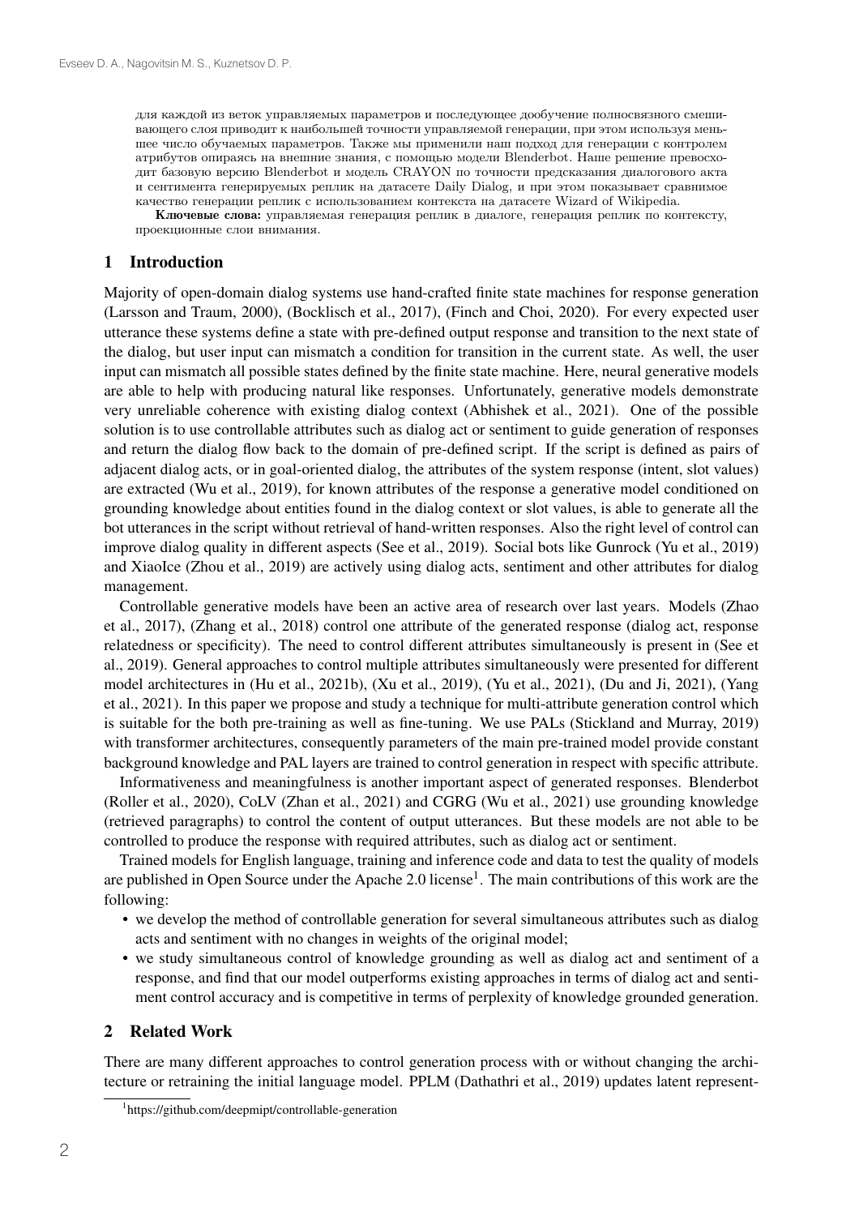для каждой из веток управляемых параметров и последующее дообучение полносвязного смешивающего слоя приводит к наибольшей точности управляемой генерации, при этом используя меньшее число обучаемых параметров. Также мы применили наш подход для генерации с контролем атрибутов опираясь на внешние знания, с помощью модели Blenderbot. Наше решение превосходит базовую версию Blenderbot и модель CRAYON по точности предсказания диалогового акта и сентимента генерируемых реплик на датасете Daily Dialog, и при этом показывает сравнимое качество генерации реплик с использованием контекста на датасете Wizard of Wikipedia.

**Ключевые слова:** управляемая генерация реплик в диалоге, генерация реплик по контексту, проекционные слои внимания.

## 1 Introduction

Majority of open-domain dialog systems use hand-crafted finite state machines for response generation (Larsson and Traum, 2000), (Bocklisch et al., 2017), (Finch and Choi, 2020). For every expected user utterance these systems define a state with pre-defined output response and transition to the next state of the dialog, but user input can mismatch a condition for transition in the current state. As well, the user input can mismatch all possible states defined by the finite state machine. Here, neural generative models are able to help with producing natural like responses. Unfortunately, generative models demonstrate very unreliable coherence with existing dialog context (Abhishek et al., 2021). One of the possible solution is to use controllable attributes such as dialog act or sentiment to guide generation of responses and return the dialog flow back to the domain of pre-defined script. If the script is defined as pairs of adjacent dialog acts, or in goal-oriented dialog, the attributes of the system response (intent, slot values) are extracted (Wu et al., 2019), for known attributes of the response a generative model conditioned on grounding knowledge about entities found in the dialog context or slot values, is able to generate all the bot utterances in the script without retrieval of hand-written responses. Also the right level of control can improve dialog quality in different aspects (See et al., 2019). Social bots like Gunrock (Yu et al., 2019) and XiaoIce (Zhou et al., 2019) are actively using dialog acts, sentiment and other attributes for dialog management.

Controllable generative models have been an active area of research over last years. Models (Zhao et al., 2017), (Zhang et al., 2018) control one attribute of the generated response (dialog act, response relatedness or specificity). The need to control different attributes simultaneously is present in (See et al., 2019). General approaches to control multiple attributes simultaneously were presented for different model architectures in (Hu et al., 2021b), (Xu et al., 2019), (Yu et al., 2021), (Du and Ji, 2021), (Yang et al., 2021). In this paper we propose and study a technique for multi-attribute generation control which is suitable for the both pre-training as well as fine-tuning. We use PALs (Stickland and Murray, 2019) with transformer architectures, consequently parameters of the main pre-trained model provide constant background knowledge and PAL layers are trained to control generation in respect with specific attribute.

Informativeness and meaningfulness is another important aspect of generated responses. Blenderbot (Roller et al., 2020), CoLV (Zhan et al., 2021) and CGRG (Wu et al., 2021) use grounding knowledge (retrieved paragraphs) to control the content of output utterances. But these models are not able to be controlled to produce the response with required attributes, such as dialog act or sentiment.

Trained models for English language, training and inference code and data to test the quality of models are published in Open Source under the Apache 2.0 license[1]. The main contributions of this work are the following:

- we develop the method of controllable generation for several simultaneous attributes such as dialog acts and sentiment with no changes in weights of the original model;
- we study simultaneous control of knowledge grounding as well as dialog act and sentiment of a response, and find that our model outperforms existing approaches in terms of dialog act and sentiment control accuracy and is competitive in terms of perplexity of knowledge grounded generation.

## 2 Related Work

There are many different approaches to control generation process with or without changing the architecture or retraining the initial language model. PPLM (Dathathri et al., 2019) updates latent represent-

[1] https://github.com/deepmipt/controllable-generation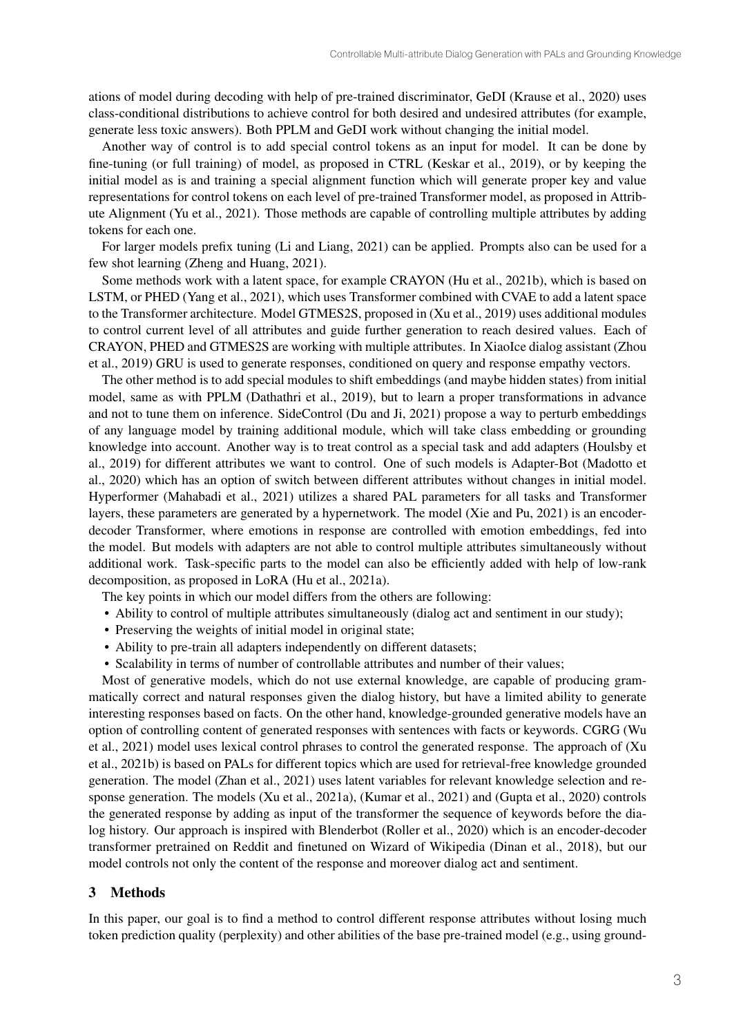ations of model during decoding with help of pre-trained discriminator, GeDI (Krause et al., 2020) uses class-conditional distributions to achieve control for both desired and undesired attributes (for example, generate less toxic answers). Both PPLM and GeDI work without changing the initial model.

Another way of control is to add special control tokens as an input for model. It can be done by fine-tuning (or full training) of model, as proposed in CTRL (Keskar et al., 2019), or by keeping the initial model as is and training a special alignment function which will generate proper key and value representations for control tokens on each level of pre-trained Transformer model, as proposed in Attribute Alignment (Yu et al., 2021). Those methods are capable of controlling multiple attributes by adding tokens for each one.

For larger models prefix tuning (Li and Liang, 2021) can be applied. Prompts also can be used for a few shot learning (Zheng and Huang, 2021).

Some methods work with a latent space, for example CRAYON (Hu et al., 2021b), which is based on LSTM, or PHED (Yang et al., 2021), which uses Transformer combined with CVAE to add a latent space to the Transformer architecture. Model GTMES2S, proposed in (Xu et al., 2019) uses additional modules to control current level of all attributes and guide further generation to reach desired values. Each of CRAYON, PHED and GTMES2S are working with multiple attributes. In XiaoIce dialog assistant (Zhou et al., 2019) GRU is used to generate responses, conditioned on query and response empathy vectors.

The other method is to add special modules to shift embeddings (and maybe hidden states) from initial model, same as with PPLM (Dathathri et al., 2019), but to learn a proper transformations in advance and not to tune them on inference. SideControl (Du and Ji, 2021) propose a way to perturb embeddings of any language model by training additional module, which will take class embedding or grounding knowledge into account. Another way is to treat control as a special task and add adapters (Houlsby et al., 2019) for different attributes we want to control. One of such models is Adapter-Bot (Madotto et al., 2020) which has an option of switch between different attributes without changes in initial model. Hyperformer (Mahabadi et al., 2021) utilizes a shared PAL parameters for all tasks and Transformer layers, these parameters are generated by a hypernetwork. The model (Xie and Pu, 2021) is an encoder-decoder Transformer, where emotions in response are controlled with emotion embeddings, fed into the model. But models with adapters are not able to control multiple attributes simultaneously without additional work. Task-specific parts to the model can also be efficiently added with help of low-rank decomposition, as proposed in LoRA (Hu et al., 2021a).

The key points in which our model differs from the others are following:

- Ability to control of multiple attributes simultaneously (dialog act and sentiment in our study);
- Preserving the weights of initial model in original state;
- Ability to pre-train all adapters independently on different datasets;
- Scalability in terms of number of controllable attributes and number of their values;

Most of generative models, which do not use external knowledge, are capable of producing grammatically correct and natural responses given the dialog history, but have a limited ability to generate interesting responses based on facts. On the other hand, knowledge-grounded generative models have an option of controlling content of generated responses with sentences with facts or keywords. CGRG (Wu et al., 2021) model uses lexical control phrases to control the generated response. The approach of (Xu et al., 2021b) is based on PALs for different topics which are used for retrieval-free knowledge grounded generation. The model (Zhan et al., 2021) uses latent variables for relevant knowledge selection and response generation. The models (Xu et al., 2021a), (Kumar et al., 2021) and (Gupta et al., 2020) controls the generated response by adding as input of the transformer the sequence of keywords before the dialog history. Our approach is inspired with Blenderbot (Roller et al., 2020) which is an encoder-decoder transformer pretrained on Reddit and finetuned on Wizard of Wikipedia (Dinan et al., 2018), but our model controls not only the content of the response and moreover dialog act and sentiment.

## 3 Methods

In this paper, our goal is to find a method to control different response attributes without losing much token prediction quality (perplexity) and other abilities of the base pre-trained model (e.g., using ground-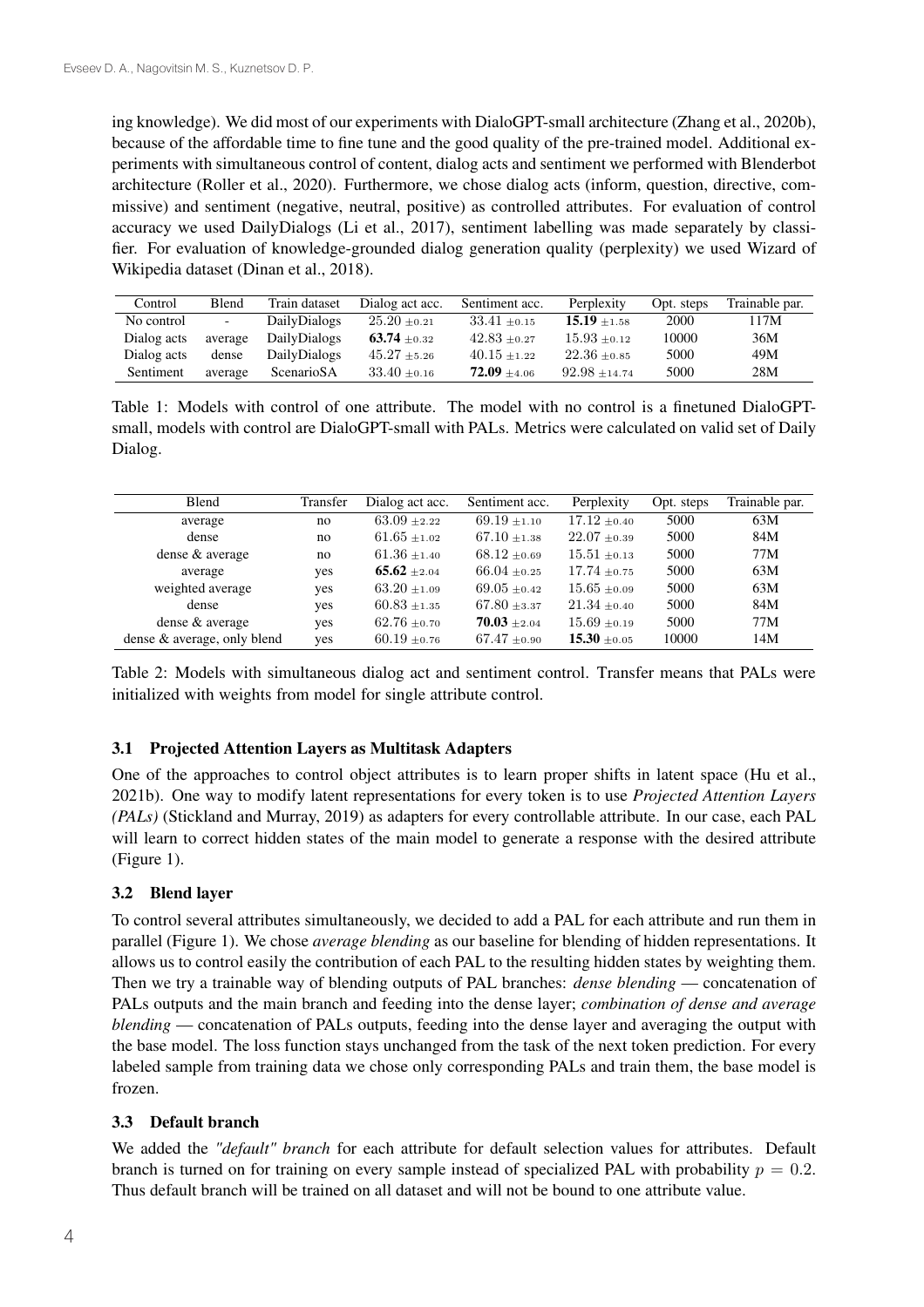ing knowledge). We did most of our experiments with DialoGPT-small architecture (Zhang et al., 2020b), because of the affordable time to fine tune and the good quality of the pre-trained model. Additional experiments with simultaneous control of content, dialog acts and sentiment we performed with Blenderbot architecture (Roller et al., 2020). Furthermore, we chose dialog acts (inform, question, directive, commissive) and sentiment (negative, neutral, positive) as controlled attributes. For evaluation of control accuracy we used DailyDialogs (Li et al., 2017), sentiment labelling was made separately by classifier. For evaluation of knowledge-grounded dialog generation quality (perplexity) we used Wizard of Wikipedia dataset (Dinan et al., 2018).

| Control | Blend | Train dataset | Dialog act acc. | Sentiment acc. | Perplexity | Opt. steps | Trainable par. |
|---|---|---|---|---|---|---|---|
| No control | - | DailyDialogs | $25.20 \pm 0.21$ | $33.41 \pm 0.15$ | $\mathbf{15.19} \pm 1.58$ | 2000 | 117M |
| Dialog acts | average | DailyDialogs | $\mathbf{63.74} \pm 0.32$ | $42.83 \pm 0.27$ | $15.93 \pm 0.12$ | 10000 | 36M |
| Dialog acts | dense | DailyDialogs | $45.27 \pm 5.26$ | $40.15 \pm 1.22$ | $22.36 \pm 0.85$ | 5000 | 49M |
| Sentiment | average | ScenarioSA | $33.40 \pm 0.16$ | $\mathbf{72.09} \pm 4.06$ | $92.98 \pm 14.74$ | 5000 | 28M |

Table 1: Models with control of one attribute. The model with no control is a finetuned DialoGPT-small, models with control are DialoGPT-small with PALs. Metrics were calculated on valid set of Daily Dialog.

| Blend | Transfer | Dialog act acc. | Sentiment acc. | Perplexity | Opt. steps | Trainable par. |
|---|---|---|---|---|---|---|
| average | no | $63.09 \pm 2.22$ | $69.19 \pm 1.10$ | $17.12 \pm 0.40$ | 5000 | 63M |
| dense | no | $61.65 \pm 1.02$ | $67.10 \pm 1.38$ | $22.07 \pm 0.39$ | 5000 | 84M |
| dense & average | no | $61.36 \pm 1.40$ | $68.12 \pm 0.69$ | $15.51 \pm 0.13$ | 5000 | 77M |
| average | yes | $\mathbf{65.62} \pm 2.04$ | $66.04 \pm 0.25$ | $17.74 \pm 0.75$ | 5000 | 63M |
| weighted average | yes | $63.20 \pm 1.09$ | $69.05 \pm 0.42$ | $15.65 \pm 0.09$ | 5000 | 63M |
| dense | yes | $60.83 \pm 1.35$ | $67.80 \pm 3.37$ | $21.34 \pm 0.40$ | 5000 | 84M |
| dense & average | yes | $62.76 \pm 0.70$ | $\mathbf{70.03} \pm 2.04$ | $15.69 \pm 0.19$ | 5000 | 77M |
| dense & average, only blend | yes | $60.19 \pm 0.76$ | $67.47 \pm 0.90$ | $\mathbf{15.30} \pm 0.05$ | 10000 | 14M |

Table 2: Models with simultaneous dialog act and sentiment control. Transfer means that PALs were initialized with weights from model for single attribute control.

### 3.1 Projected Attention Layers as Multitask Adapters

One of the approaches to control object attributes is to learn proper shifts in latent space (Hu et al., 2021b). One way to modify latent representations for every token is to use *Projected Attention Layers (PALs)* (Stickland and Murray, 2019) as adapters for every controllable attribute. In our case, each PAL will learn to correct hidden states of the main model to generate a response with the desired attribute (Figure 1).

### 3.2 Blend layer

To control several attributes simultaneously, we decided to add a PAL for each attribute and run them in parallel (Figure 1). We chose *average blending* as our baseline for blending of hidden representations. It allows us to control easily the contribution of each PAL to the resulting hidden states by weighting them. Then we try a trainable way of blending outputs of PAL branches: *dense blending* — concatenation of PALs outputs and the main branch and feeding into the dense layer; *combination of dense and average blending* — concatenation of PALs outputs, feeding into the dense layer and averaging the output with the base model. The loss function stays unchanged from the task of the next token prediction. For every labeled sample from training data we chose only corresponding PALs and train them, the base model is frozen.

### 3.3 Default branch

We added the *"default" branch* for each attribute for default selection values for attributes. Default branch is turned on for training on every sample instead of specialized PAL with probability $p = 0.2$. Thus default branch will be trained on all dataset and will not be bound to one attribute value.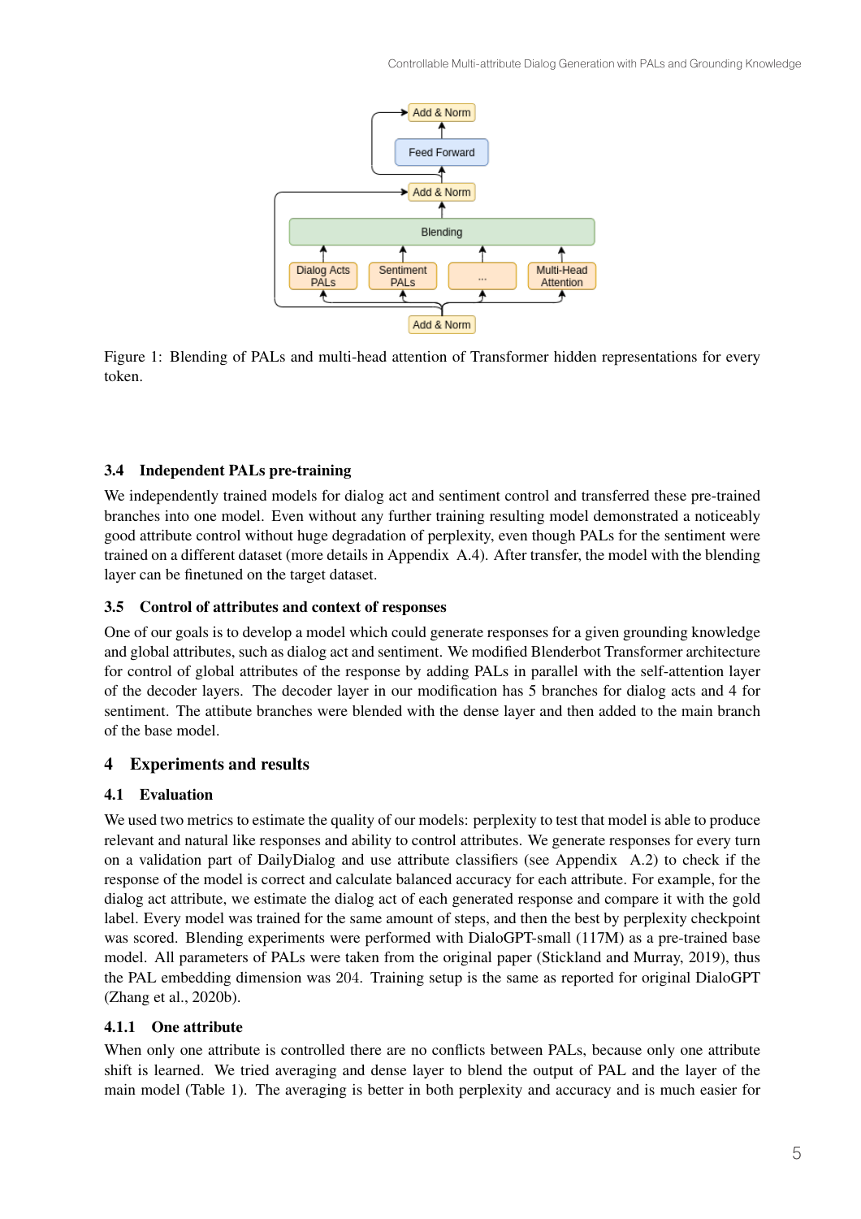Figure 1: Blending of PALs and multi-head attention of Transformer hidden representations for every token.

### 3.4 Independent PALs pre-training

We independently trained models for dialog act and sentiment control and transferred these pre-trained branches into one model. Even without any further training resulting model demonstrated a noticeably good attribute control without huge degradation of perplexity, even though PALs for the sentiment were trained on a different dataset (more details in Appendix A.4). After transfer, the model with the blending layer can be finetuned on the target dataset.

### 3.5 Control of attributes and context of responses

One of our goals is to develop a model which could generate responses for a given grounding knowledge and global attributes, such as dialog act and sentiment. We modified Blenderbot Transformer architecture for control of global attributes of the response by adding PALs in parallel with the self-attention layer of the decoder layers. The decoder layer in our modification has 5 branches for dialog acts and 4 for sentiment. The attibute branches were blended with the dense layer and then added to the main branch of the base model.

## 4 Experiments and results

### 4.1 Evaluation

We used two metrics to estimate the quality of our models: perplexity to test that model is able to produce relevant and natural like responses and ability to control attributes. We generate responses for every turn on a validation part of DailyDialog and use attribute classifiers (see Appendix A.2) to check if the response of the model is correct and calculate balanced accuracy for each attribute. For example, for the dialog act attribute, we estimate the dialog act of each generated response and compare it with the gold label. Every model was trained for the same amount of steps, and then the best by perplexity checkpoint was scored. Blending experiments were performed with DialoGPT-small (117M) as a pre-trained base model. All parameters of PALs were taken from the original paper (Stickland and Murray, 2019), thus the PAL embedding dimension was 204. Training setup is the same as reported for original DialoGPT (Zhang et al., 2020b).

#### 4.1.1 One attribute

When only one attribute is controlled there are no conflicts between PALs, because only one attribute shift is learned. We tried averaging and dense layer to blend the output of PAL and the layer of the main model (Table 1). The averaging is better in both perplexity and accuracy and is much easier for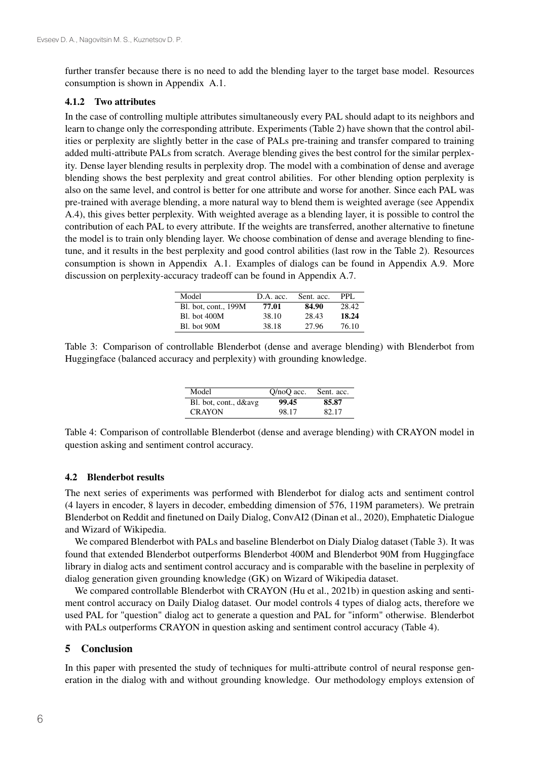further transfer because there is no need to add the blending layer to the target base model. Resources consumption is shown in Appendix A.1.

### 4.1.2 Two attributes

In the case of controlling multiple attributes simultaneously every PAL should adapt to its neighbors and learn to change only the corresponding attribute. Experiments (Table 2) have shown that the control abilities or perplexity are slightly better in the case of PALs pre-training and transfer compared to training added multi-attribute PALs from scratch. Average blending gives the best control for the similar perplexity. Dense layer blending results in perplexity drop. The model with a combination of dense and average blending shows the best perplexity and great control abilities. For other blending option perplexity is also on the same level, and control is better for one attribute and worse for another. Since each PAL was pre-trained with average blending, a more natural way to blend them is weighted average (see Appendix A.4), this gives better perplexity. With weighted average as a blending layer, it is possible to control the contribution of each PAL to every attribute. If the weights are transferred, another alternative to finetune the model is to train only blending layer. We choose combination of dense and average blending to finetune, and it results in the best perplexity and good control abilities (last row in the Table 2). Resources consumption is shown in Appendix A.1. Examples of dialogs can be found in Appendix A.9. More discussion on perplexity-accuracy tradeoff can be found in Appendix A.7.

| Model | D.A. acc. | Sent. acc. | PPL |
|---|---|---|---|
| Bl. bot, cont., 199M | **77.01** | **84.90** | 28.42 |
| Bl. bot 400M | 38.10 | 28.43 | **18.24** |
| Bl. bot 90M | 38.18 | 27.96 | 76.10 |

Table 3: Comparison of controllable Blenderbot (dense and average blending) with Blenderbot from Huggingface (balanced accuracy and perplexity) with grounding knowledge.

| Model | Q/noQ acc. | Sent. acc. |
|---|---|---|
| Bl. bot, cont., d&avg | **99.45** | **85.87** |
| CRAYON | 98.17 | 82.17 |

Table 4: Comparison of controllable Blenderbot (dense and average blending) with CRAYON model in question asking and sentiment control accuracy.

## 4.2 Blenderbot results

The next series of experiments was performed with Blenderbot for dialog acts and sentiment control (4 layers in encoder, 8 layers in decoder, embedding dimension of 576, 119M parameters). We pretrain Blenderbot on Reddit and finetuned on Daily Dialog, ConvAI2 (Dinan et al., 2020), Emphatetic Dialogue and Wizard of Wikipedia.

We compared Blenderbot with PALs and baseline Blenderbot on Dialy Dialog dataset (Table 3). It was found that extended Blenderbot outperforms Blenderbot 400M and Blenderbot 90M from Huggingface library in dialog acts and sentiment control accuracy and is comparable with the baseline in perplexity of dialog generation given grounding knowledge (GK) on Wizard of Wikipedia dataset.

We compared controllable Blenderbot with CRAYON (Hu et al., 2021b) in question asking and sentiment control accuracy on Daily Dialog dataset. Our model controls 4 types of dialog acts, therefore we used PAL for "question" dialog act to generate a question and PAL for "inform" otherwise. Blenderbot with PALs outperforms CRAYON in question asking and sentiment control accuracy (Table 4).

# 5 Conclusion

In this paper with presented the study of techniques for multi-attribute control of neural response generation in the dialog with and without grounding knowledge. Our methodology employs extension of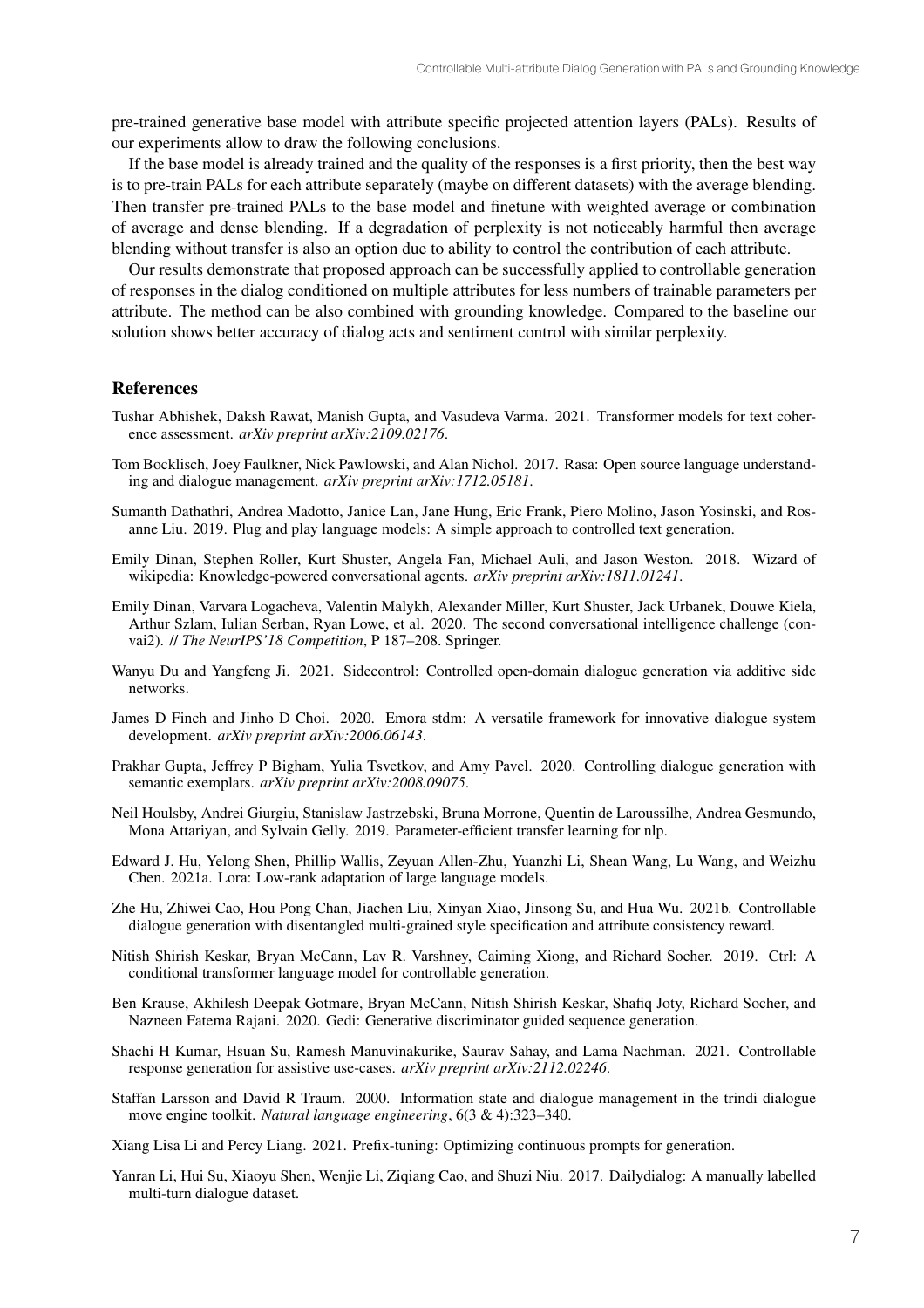pre-trained generative base model with attribute specific projected attention layers (PALs). Results of our experiments allow to draw the following conclusions.

If the base model is already trained and the quality of the responses is a first priority, then the best way is to pre-train PALs for each attribute separately (maybe on different datasets) with the average blending. Then transfer pre-trained PALs to the base model and finetune with weighted average or combination of average and dense blending. If a degradation of perplexity is not noticeably harmful then average blending without transfer is also an option due to ability to control the contribution of each attribute.

Our results demonstrate that proposed approach can be successfully applied to controllable generation of responses in the dialog conditioned on multiple attributes for less numbers of trainable parameters per attribute. The method can be also combined with grounding knowledge. Compared to the baseline our solution shows better accuracy of dialog acts and sentiment control with similar perplexity.

## References

Tushar Abhishek, Daksh Rawat, Manish Gupta, and Vasudeva Varma. 2021. Transformer models for text coherence assessment. *arXiv preprint arXiv:2109.02176*.

Tom Bocklisch, Joey Faulkner, Nick Pawlowski, and Alan Nichol. 2017. Rasa: Open source language understanding and dialogue management. *arXiv preprint arXiv:1712.05181*.

Sumanth Dathathri, Andrea Madotto, Janice Lan, Jane Hung, Eric Frank, Piero Molino, Jason Yosinski, and Rosanne Liu. 2019. Plug and play language models: A simple approach to controlled text generation.

Emily Dinan, Stephen Roller, Kurt Shuster, Angela Fan, Michael Auli, and Jason Weston. 2018. Wizard of wikipedia: Knowledge-powered conversational agents. *arXiv preprint arXiv:1811.01241*.

Emily Dinan, Varvara Logacheva, Valentin Malykh, Alexander Miller, Kurt Shuster, Jack Urbanek, Douwe Kiela, Arthur Szlam, Iulian Serban, Ryan Lowe, et al. 2020. The second conversational intelligence challenge (convai2). // *The NeurIPS'18 Competition*, P 187–208. Springer.

Wanyu Du and Yangfeng Ji. 2021. Sidecontrol: Controlled open-domain dialogue generation via additive side networks.

James D Finch and Jinho D Choi. 2020. Emora stdm: A versatile framework for innovative dialogue system development. *arXiv preprint arXiv:2006.06143*.

Prakhar Gupta, Jeffrey P Bigham, Yulia Tsvetkov, and Amy Pavel. 2020. Controlling dialogue generation with semantic exemplars. *arXiv preprint arXiv:2008.09075*.

Neil Houlsby, Andrei Giurgiu, Stanislaw Jastrzebski, Bruna Morrone, Quentin de Laroussilhe, Andrea Gesmundo, Mona Attariyan, and Sylvain Gelly. 2019. Parameter-efficient transfer learning for nlp.

Edward J. Hu, Yelong Shen, Phillip Wallis, Zeyuan Allen-Zhu, Yuanzhi Li, Shean Wang, Lu Wang, and Weizhu Chen. 2021a. Lora: Low-rank adaptation of large language models.

Zhe Hu, Zhiwei Cao, Hou Pong Chan, Jiachen Liu, Xinyan Xiao, Jinsong Su, and Hua Wu. 2021b. Controllable dialogue generation with disentangled multi-grained style specification and attribute consistency reward.

Nitish Shirish Keskar, Bryan McCann, Lav R. Varshney, Caiming Xiong, and Richard Socher. 2019. Ctrl: A conditional transformer language model for controllable generation.

Ben Krause, Akhilesh Deepak Gotmare, Bryan McCann, Nitish Shirish Keskar, Shafiq Joty, Richard Socher, and Nazneen Fatema Rajani. 2020. Gedi: Generative discriminator guided sequence generation.

Shachi H Kumar, Hsuan Su, Ramesh Manuvinakurike, Saurav Sahay, and Lama Nachman. 2021. Controllable response generation for assistive use-cases. *arXiv preprint arXiv:2112.02246*.

Staffan Larsson and David R Traum. 2000. Information state and dialogue management in the trindi dialogue move engine toolkit. *Natural language engineering*, 6(3 & 4):323–340.

Xiang Lisa Li and Percy Liang. 2021. Prefix-tuning: Optimizing continuous prompts for generation.

Yanran Li, Hui Su, Xiaoyu Shen, Wenjie Li, Ziqiang Cao, and Shuzi Niu. 2017. Dailydialog: A manually labelled multi-turn dialogue dataset.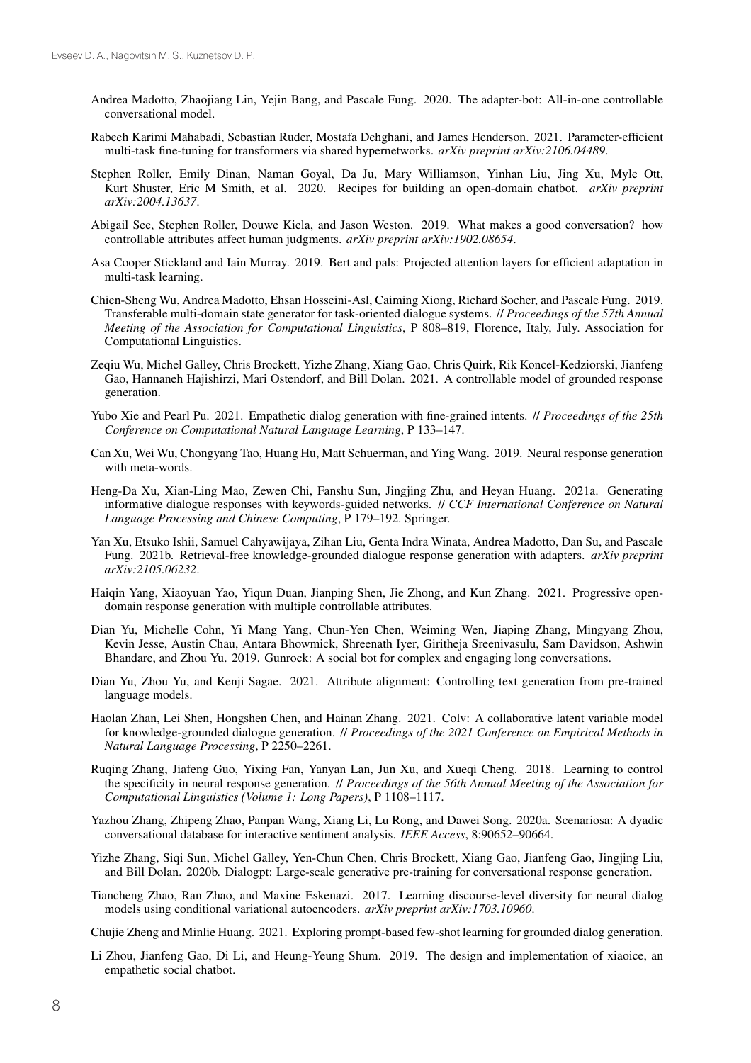Andrea Madotto, Zhaojiang Lin, Yejin Bang, and Pascale Fung. 2020. The adapter-bot: All-in-one controllable conversational model.

Rabeeh Karimi Mahabadi, Sebastian Ruder, Mostafa Dehghani, and James Henderson. 2021. Parameter-efficient multi-task fine-tuning for transformers via shared hypernetworks. *arXiv preprint arXiv:2106.04489*.

Stephen Roller, Emily Dinan, Naman Goyal, Da Ju, Mary Williamson, Yinhan Liu, Jing Xu, Myle Ott, Kurt Shuster, Eric M Smith, et al. 2020. Recipes for building an open-domain chatbot. *arXiv preprint arXiv:2004.13637*.

Abigail See, Stephen Roller, Douwe Kiela, and Jason Weston. 2019. What makes a good conversation? how controllable attributes affect human judgments. *arXiv preprint arXiv:1902.08654*.

Asa Cooper Stickland and Iain Murray. 2019. Bert and pals: Projected attention layers for efficient adaptation in multi-task learning.

Chien-Sheng Wu, Andrea Madotto, Ehsan Hosseini-Asl, Caiming Xiong, Richard Socher, and Pascale Fung. 2019. Transferable multi-domain state generator for task-oriented dialogue systems. // *Proceedings of the 57th Annual Meeting of the Association for Computational Linguistics*, P 808–819, Florence, Italy, July. Association for Computational Linguistics.

Zeqiu Wu, Michel Galley, Chris Brockett, Yizhe Zhang, Xiang Gao, Chris Quirk, Rik Koncel-Kedziorski, Jianfeng Gao, Hannaneh Hajishirzi, Mari Ostendorf, and Bill Dolan. 2021. A controllable model of grounded response generation.

Yubo Xie and Pearl Pu. 2021. Empathetic dialog generation with fine-grained intents. // *Proceedings of the 25th Conference on Computational Natural Language Learning*, P 133–147.

Can Xu, Wei Wu, Chongyang Tao, Huang Hu, Matt Schuerman, and Ying Wang. 2019. Neural response generation with meta-words.

Heng-Da Xu, Xian-Ling Mao, Zewen Chi, Fanshu Sun, Jingjing Zhu, and Heyan Huang. 2021a. Generating informative dialogue responses with keywords-guided networks. // *CCF International Conference on Natural Language Processing and Chinese Computing*, P 179–192. Springer.

Yan Xu, Etsuko Ishii, Samuel Cahyawijaya, Zihan Liu, Genta Indra Winata, Andrea Madotto, Dan Su, and Pascale Fung. 2021b. Retrieval-free knowledge-grounded dialogue response generation with adapters. *arXiv preprint arXiv:2105.06232*.

Haiqin Yang, Xiaoyuan Yao, Yiqun Duan, Jianping Shen, Jie Zhong, and Kun Zhang. 2021. Progressive open-domain response generation with multiple controllable attributes.

Dian Yu, Michelle Cohn, Yi Mang Yang, Chun-Yen Chen, Weiming Wen, Jiaping Zhang, Mingyang Zhou, Kevin Jesse, Austin Chau, Antara Bhowmick, Shreenath Iyer, Giritheja Sreenivasulu, Sam Davidson, Ashwin Bhandare, and Zhou Yu. 2019. Gunrock: A social bot for complex and engaging long conversations.

Dian Yu, Zhou Yu, and Kenji Sagae. 2021. Attribute alignment: Controlling text generation from pre-trained language models.

Haolan Zhan, Lei Shen, Hongshen Chen, and Hainan Zhang. 2021. Colv: A collaborative latent variable model for knowledge-grounded dialogue generation. // *Proceedings of the 2021 Conference on Empirical Methods in Natural Language Processing*, P 2250–2261.

Ruqing Zhang, Jiafeng Guo, Yixing Fan, Yanyan Lan, Jun Xu, and Xueqi Cheng. 2018. Learning to control the specificity in neural response generation. // *Proceedings of the 56th Annual Meeting of the Association for Computational Linguistics (Volume 1: Long Papers)*, P 1108–1117.

Yazhou Zhang, Zhipeng Zhao, Panpan Wang, Xiang Li, Lu Rong, and Dawei Song. 2020a. Scenariosa: A dyadic conversational database for interactive sentiment analysis. *IEEE Access*, 8:90652–90664.

Yizhe Zhang, Siqi Sun, Michel Galley, Yen-Chun Chen, Chris Brockett, Xiang Gao, Jianfeng Gao, Jingjing Liu, and Bill Dolan. 2020b. Dialogpt: Large-scale generative pre-training for conversational response generation.

Tiancheng Zhao, Ran Zhao, and Maxine Eskenazi. 2017. Learning discourse-level diversity for neural dialog models using conditional variational autoencoders. *arXiv preprint arXiv:1703.10960*.

Chujie Zheng and Minlie Huang. 2021. Exploring prompt-based few-shot learning for grounded dialog generation.

Li Zhou, Jianfeng Gao, Di Li, and Heung-Yeung Shum. 2019. The design and implementation of xiaoice, an empathetic social chatbot.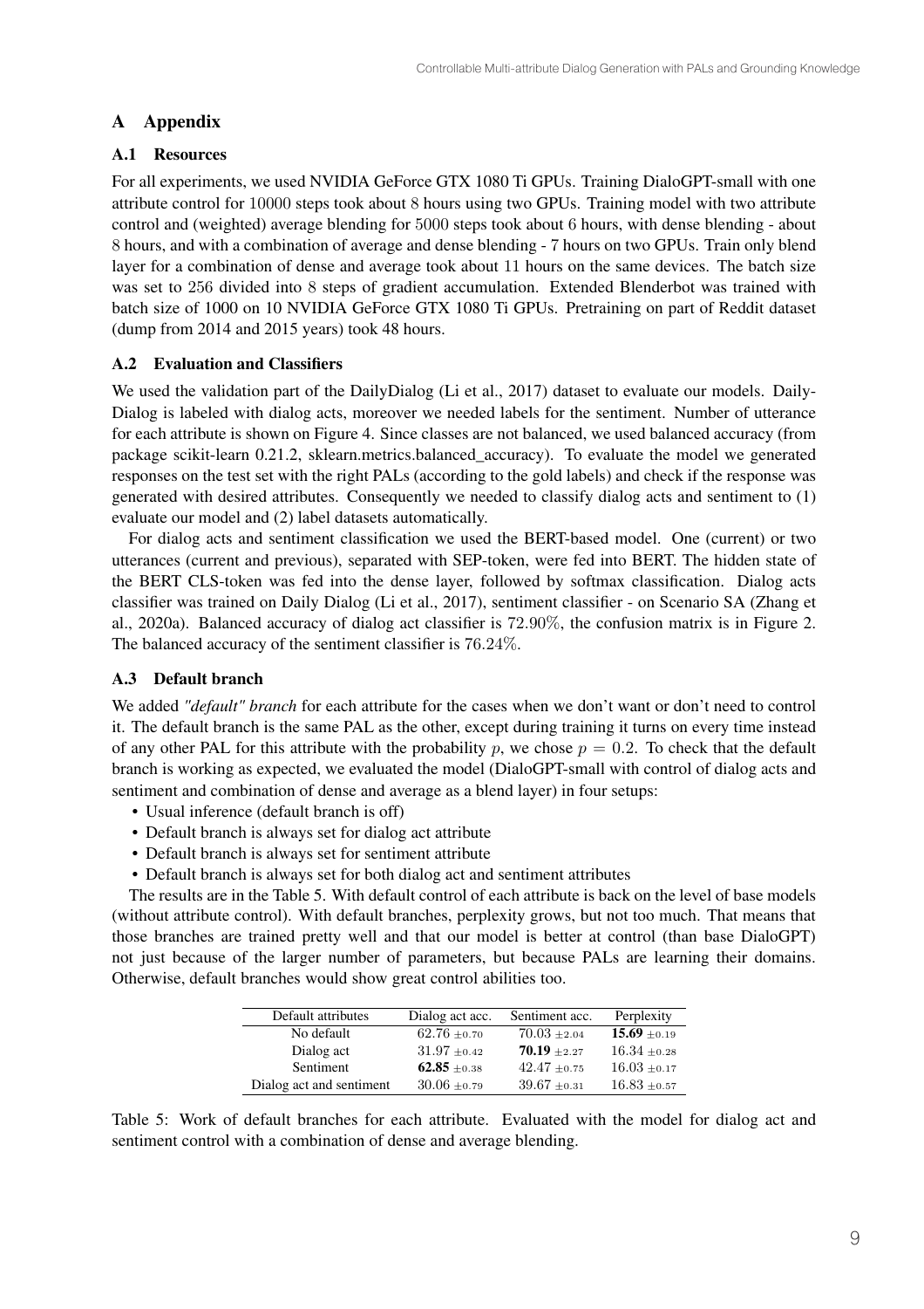# A Appendix

## A.1 Resources

For all experiments, we used NVIDIA GeForce GTX 1080 Ti GPUs. Training DialoGPT-small with one attribute control for 10000 steps took about 8 hours using two GPUs. Training model with two attribute control and (weighted) average blending for 5000 steps took about 6 hours, with dense blending - about 8 hours, and with a combination of average and dense blending - 7 hours on two GPUs. Train only blend layer for a combination of dense and average took about 11 hours on the same devices. The batch size was set to 256 divided into 8 steps of gradient accumulation. Extended Blenderbot was trained with batch size of 1000 on 10 NVIDIA GeForce GTX 1080 Ti GPUs. Pretraining on part of Reddit dataset (dump from 2014 and 2015 years) took 48 hours.

## A.2 Evaluation and Classifiers

We used the validation part of the DailyDialog (Li et al., 2017) dataset to evaluate our models. DailyDialog is labeled with dialog acts, moreover we needed labels for the sentiment. Number of utterance for each attribute is shown on Figure 4. Since classes are not balanced, we used balanced accuracy (from package scikit-learn 0.21.2, sklearn.metrics.balanced_accuracy). To evaluate the model we generated responses on the test set with the right PALs (according to the gold labels) and check if the response was generated with desired attributes. Consequently we needed to classify dialog acts and sentiment to (1) evaluate our model and (2) label datasets automatically.

For dialog acts and sentiment classification we used the BERT-based model. One (current) or two utterances (current and previous), separated with SEP-token, were fed into BERT. The hidden state of the BERT CLS-token was fed into the dense layer, followed by softmax classification. Dialog acts classifier was trained on Daily Dialog (Li et al., 2017), sentiment classifier - on Scenario SA (Zhang et al., 2020a). Balanced accuracy of dialog act classifier is 72.90%, the confusion matrix is in Figure 2. The balanced accuracy of the sentiment classifier is 76.24%.

## A.3 Default branch

We added *"default" branch* for each attribute for the cases when we don't want or don't need to control it. The default branch is the same PAL as the other, except during training it turns on every time instead of any other PAL for this attribute with the probability $p$, we chose $p = 0.2$. To check that the default branch is working as expected, we evaluated the model (DialoGPT-small with control of dialog acts and sentiment and combination of dense and average as a blend layer) in four setups:

- Usual inference (default branch is off)
- Default branch is always set for dialog act attribute
- Default branch is always set for sentiment attribute
- Default branch is always set for both dialog act and sentiment attributes

The results are in the Table 5. With default control of each attribute is back on the level of base models (without attribute control). With default branches, perplexity grows, but not too much. That means that those branches are trained pretty well and that our model is better at control (than base DialoGPT) not just because of the larger number of parameters, but because PALs are learning their domains. Otherwise, default branches would show great control abilities too.

| Default attributes | Dialog act acc. | Sentiment acc. | Perplexity |
|---|---|---|---|
| No default | $62.76 \pm 0.70$ | $70.03 \pm 2.04$ | $\mathbf{15.69} \pm 0.19$ |
| Dialog act | $31.97 \pm 0.42$ | $\mathbf{70.19} \pm 2.27$ | $16.34 \pm 0.28$ |
| Sentiment | $\mathbf{62.85} \pm 0.38$ | $42.47 \pm 0.75$ | $16.03 \pm 0.17$ |
| Dialog act and sentiment | $30.06 \pm 0.79$ | $39.67 \pm 0.31$ | $16.83 \pm 0.57$ |

Table 5: Work of default branches for each attribute. Evaluated with the model for dialog act and sentiment control with a combination of dense and average blending.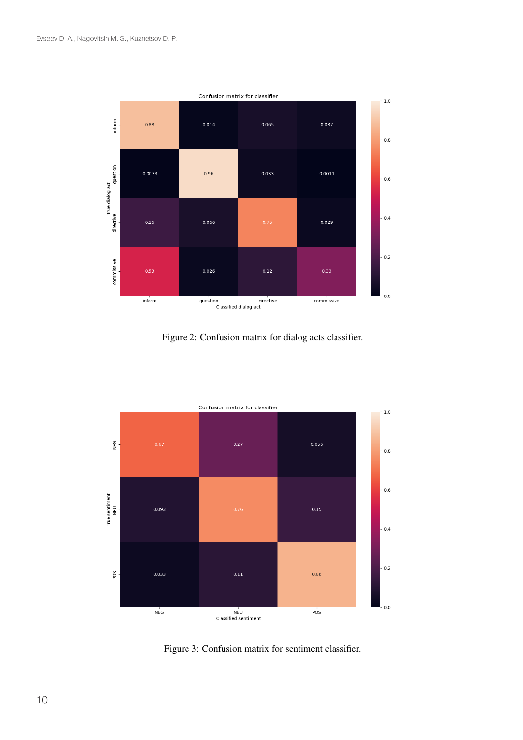Confusion matrix for classifier

| True dialog act \ Classified dialog act | inform | question | directive | commissive |
|---|---|---|---|---|
| inform | 0.88 | 0.014 | 0.065 | 0.037 |
| question | 0.0073 | 0.96 | 0.033 | 0.0011 |
| directive | 0.16 | 0.066 | 0.75 | 0.029 |
| commissive | 0.53 | 0.026 | 0.12 | 0.33 |

Figure 2: Confusion matrix for dialog acts classifier.

Confusion matrix for classifier

| True sentiment \ Classified sentiment | NEG | NEU | POS |
|---|---|---|---|
| NEG | 0.67 | 0.27 | 0.056 |
| NEU | 0.093 | 0.76 | 0.15 |
| POS | 0.033 | 0.11 | 0.86 |

Figure 3: Confusion matrix for sentiment classifier.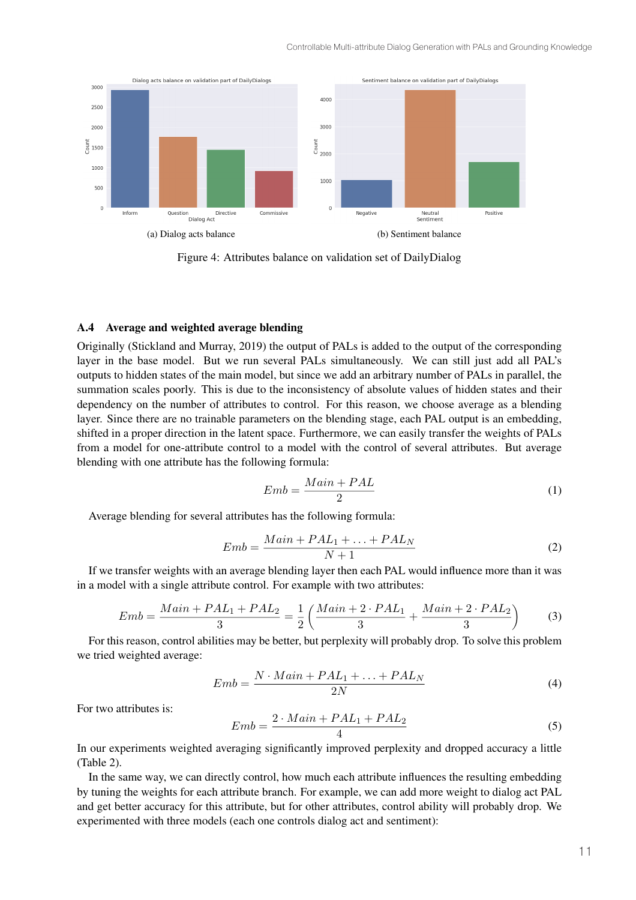(a) Dialog acts balance

(b) Sentiment balance

Figure 4: Attributes balance on validation set of DailyDialog

### A.4 Average and weighted average blending

Originally (Stickland and Murray, 2019) the output of PALs is added to the output of the corresponding layer in the base model. But we run several PALs simultaneously. We can still just add all PAL's outputs to hidden states of the main model, but since we add an arbitrary number of PALs in parallel, the summation scales poorly. This is due to the inconsistency of absolute values of hidden states and their dependency on the number of attributes to control. For this reason, we choose average as a blending layer. Since there are no trainable parameters on the blending stage, each PAL output is an embedding, shifted in a proper direction in the latent space. Furthermore, we can easily transfer the weights of PALs from a model for one-attribute control to a model with the control of several attributes. But average blending with one attribute has the following formula:

$$Emb = \frac{Main + PAL}{2} \tag{1}$$

Average blending for several attributes has the following formula:

$$Emb = \frac{Main + PAL_1 + \ldots + PAL_N}{N+1} \tag{2}$$

If we transfer weights with an average blending layer then each PAL would influence more than it was in a model with a single attribute control. For example with two attributes:

$$Emb = \frac{Main + PAL_1 + PAL_2}{3} = \frac{1}{2}\left(\frac{Main + 2 \cdot PAL_1}{3} + \frac{Main + 2 \cdot PAL_2}{3}\right) \tag{3}$$

For this reason, control abilities may be better, but perplexity will probably drop. To solve this problem we tried weighted average:

$$Emb = \frac{N \cdot Main + PAL_1 + \ldots + PAL_N}{2N} \tag{4}$$

For two attributes is:

$$Emb = \frac{2 \cdot Main + PAL_1 + PAL_2}{4} \tag{5}$$

In our experiments weighted averaging significantly improved perplexity and dropped accuracy a little (Table 2).

In the same way, we can directly control, how much each attribute influences the resulting embedding by tuning the weights for each attribute branch. For example, we can add more weight to dialog act PAL and get better accuracy for this attribute, but for other attributes, control ability will probably drop. We experimented with three models (each one controls dialog act and sentiment):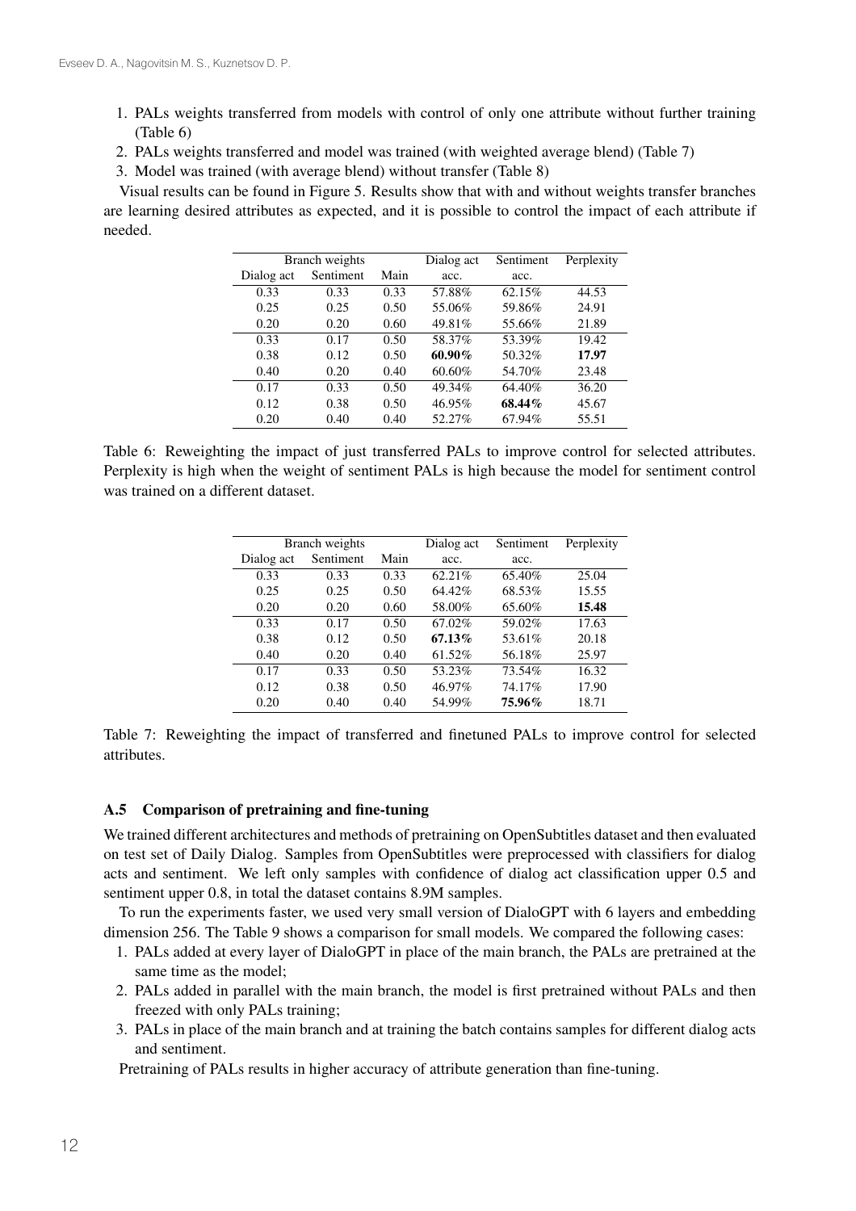1. PALs weights transferred from models with control of only one attribute without further training (Table 6)
2. PALs weights transferred and model was trained (with weighted average blend) (Table 7)
3. Model was trained (with average blend) without transfer (Table 8)

Visual results can be found in Figure 5. Results show that with and without weights transfer branches are learning desired attributes as expected, and it is possible to control the impact of each attribute if needed.

| Branch weights | | | Dialog act | Sentiment | Perplexity |
|---|---|---|---|---|---|
| Dialog act | Sentiment | Main | acc. | acc. | |
| 0.33 | 0.33 | 0.33 | 57.88% | 62.15% | 44.53 |
| 0.25 | 0.25 | 0.50 | 55.06% | 59.86% | 24.91 |
| 0.20 | 0.20 | 0.60 | 49.81% | 55.66% | 21.89 |
| 0.33 | 0.17 | 0.50 | 58.37% | 53.39% | 19.42 |
| 0.38 | 0.12 | 0.50 | **60.90%** | 50.32% | **17.97** |
| 0.40 | 0.20 | 0.40 | 60.60% | 54.70% | 23.48 |
| 0.17 | 0.33 | 0.50 | 49.34% | 64.40% | 36.20 |
| 0.12 | 0.38 | 0.50 | 46.95% | **68.44%** | 45.67 |
| 0.20 | 0.40 | 0.40 | 52.27% | 67.94% | 55.51 |

Table 6: Reweighting the impact of just transferred PALs to improve control for selected attributes. Perplexity is high when the weight of sentiment PALs is high because the model for sentiment control was trained on a different dataset.

| Branch weights | | | Dialog act | Sentiment | Perplexity |
|---|---|---|---|---|---|
| Dialog act | Sentiment | Main | acc. | acc. | |
| 0.33 | 0.33 | 0.33 | 62.21% | 65.40% | 25.04 |
| 0.25 | 0.25 | 0.50 | 64.42% | 68.53% | 15.55 |
| 0.20 | 0.20 | 0.60 | 58.00% | 65.60% | **15.48** |
| 0.33 | 0.17 | 0.50 | 67.02% | 59.02% | 17.63 |
| 0.38 | 0.12 | 0.50 | **67.13%** | 53.61% | 20.18 |
| 0.40 | 0.20 | 0.40 | 61.52% | 56.18% | 25.97 |
| 0.17 | 0.33 | 0.50 | 53.23% | 73.54% | 16.32 |
| 0.12 | 0.38 | 0.50 | 46.97% | 74.17% | 17.90 |
| 0.20 | 0.40 | 0.40 | 54.99% | **75.96%** | 18.71 |

Table 7: Reweighting the impact of transferred and finetuned PALs to improve control for selected attributes.

### A.5 Comparison of pretraining and fine-tuning

We trained different architectures and methods of pretraining on OpenSubtitles dataset and then evaluated on test set of Daily Dialog. Samples from OpenSubtitles were preprocessed with classifiers for dialog acts and sentiment. We left only samples with confidence of dialog act classification upper 0.5 and sentiment upper 0.8, in total the dataset contains 8.9M samples.

To run the experiments faster, we used very small version of DialoGPT with 6 layers and embedding dimension 256. The Table 9 shows a comparison for small models. We compared the following cases:

1. PALs added at every layer of DialoGPT in place of the main branch, the PALs are pretrained at the same time as the model;
2. PALs added in parallel with the main branch, the model is first pretrained without PALs and then freezed with only PALs training;
3. PALs in place of the main branch and at training the batch contains samples for different dialog acts and sentiment.

Pretraining of PALs results in higher accuracy of attribute generation than fine-tuning.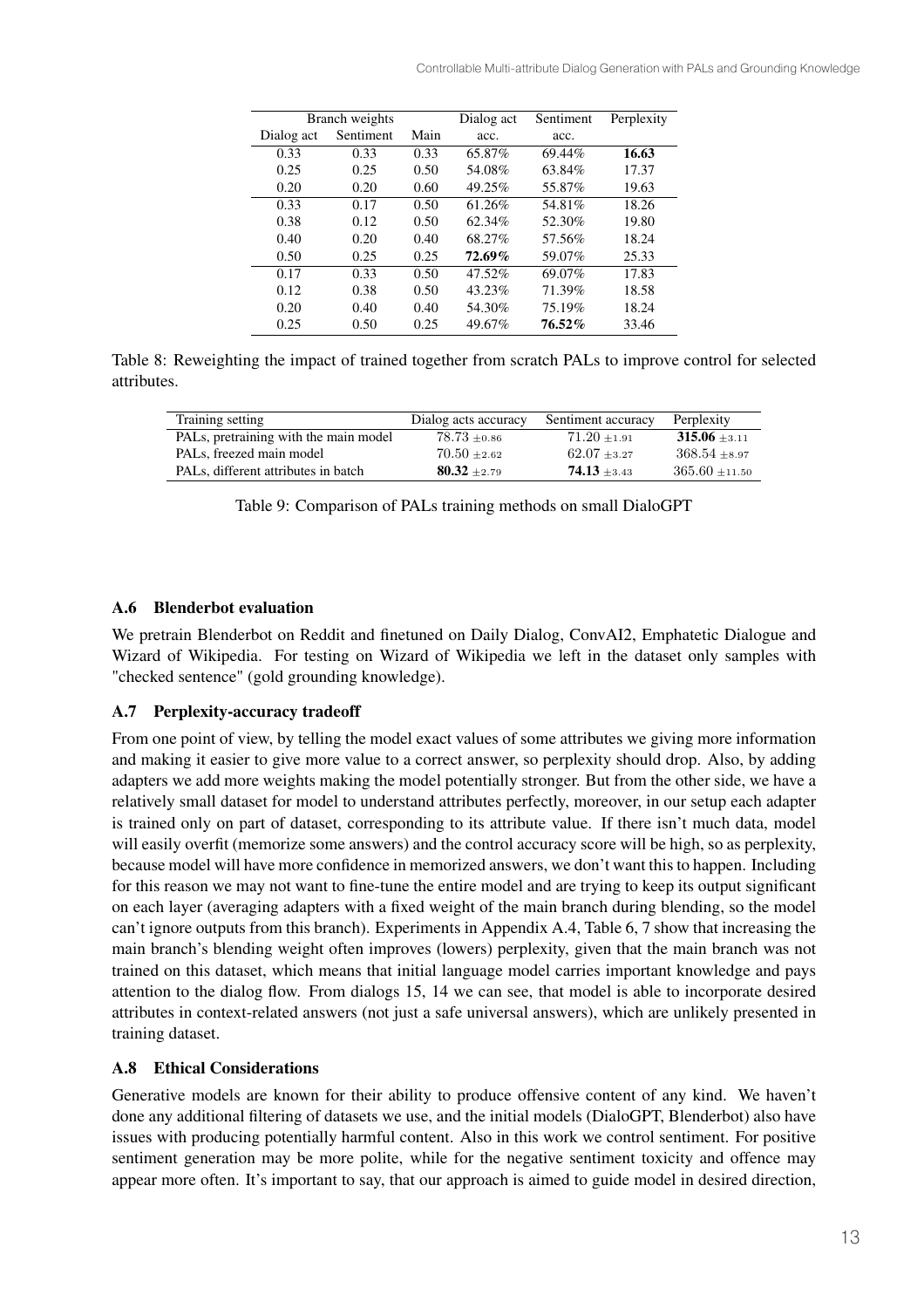| Branch weights | | | Dialog act | Sentiment | Perplexity |
|---|---|---|---|---|---|
| Dialog act | Sentiment | Main | acc. | acc. | |
| 0.33 | 0.33 | 0.33 | 65.87% | 69.44% | **16.63** |
| 0.25 | 0.25 | 0.50 | 54.08% | 63.84% | 17.37 |
| 0.20 | 0.20 | 0.60 | 49.25% | 55.87% | 19.63 |
| 0.33 | 0.17 | 0.50 | 61.26% | 54.81% | 18.26 |
| 0.38 | 0.12 | 0.50 | 62.34% | 52.30% | 19.80 |
| 0.40 | 0.20 | 0.40 | 68.27% | 57.56% | 18.24 |
| 0.50 | 0.25 | 0.25 | **72.69%** | 59.07% | 25.33 |
| 0.17 | 0.33 | 0.50 | 47.52% | 69.07% | 17.83 |
| 0.12 | 0.38 | 0.50 | 43.23% | 71.39% | 18.58 |
| 0.20 | 0.40 | 0.40 | 54.30% | 75.19% | 18.24 |
| 0.25 | 0.50 | 0.25 | 49.67% | **76.52%** | 33.46 |

Table 8: Reweighting the impact of trained together from scratch PALs to improve control for selected attributes.

| Training setting | Dialog acts accuracy | Sentiment accuracy | Perplexity |
|---|---|---|---|
| PALs, pretraining with the main model | $78.73 \pm 0.86$ | $71.20 \pm 1.91$ | $\mathbf{315.06} \pm 3.11$ |
| PALs, freezed main model | $70.50 \pm 2.62$ | $62.07 \pm 3.27$ | $368.54 \pm 8.97$ |
| PALs, different attributes in batch | $\mathbf{80.32} \pm 2.79$ | $\mathbf{74.13} \pm 3.43$ | $365.60 \pm 11.50$ |

Table 9: Comparison of PALs training methods on small DialoGPT

### A.6 Blenderbot evaluation

We pretrain Blenderbot on Reddit and finetuned on Daily Dialog, ConvAI2, Emphatetic Dialogue and Wizard of Wikipedia. For testing on Wizard of Wikipedia we left in the dataset only samples with "checked sentence" (gold grounding knowledge).

### A.7 Perplexity-accuracy tradeoff

From one point of view, by telling the model exact values of some attributes we giving more information and making it easier to give more value to a correct answer, so perplexity should drop. Also, by adding adapters we add more weights making the model potentially stronger. But from the other side, we have a relatively small dataset for model to understand attributes perfectly, moreover, in our setup each adapter is trained only on part of dataset, corresponding to its attribute value. If there isn't much data, model will easily overfit (memorize some answers) and the control accuracy score will be high, so as perplexity, because model will have more confidence in memorized answers, we don't want this to happen. Including for this reason we may not want to fine-tune the entire model and are trying to keep its output significant on each layer (averaging adapters with a fixed weight of the main branch during blending, so the model can't ignore outputs from this branch). Experiments in Appendix A.4, Table 6, 7 show that increasing the main branch's blending weight often improves (lowers) perplexity, given that the main branch was not trained on this dataset, which means that initial language model carries important knowledge and pays attention to the dialog flow. From dialogs 15, 14 we can see, that model is able to incorporate desired attributes in context-related answers (not just a safe universal answers), which are unlikely presented in training dataset.

### A.8 Ethical Considerations

Generative models are known for their ability to produce offensive content of any kind. We haven't done any additional filtering of datasets we use, and the initial models (DialoGPT, Blenderbot) also have issues with producing potentially harmful content. Also in this work we control sentiment. For positive sentiment generation may be more polite, while for the negative sentiment toxicity and offence may appear more often. It's important to say, that our approach is aimed to guide model in desired direction,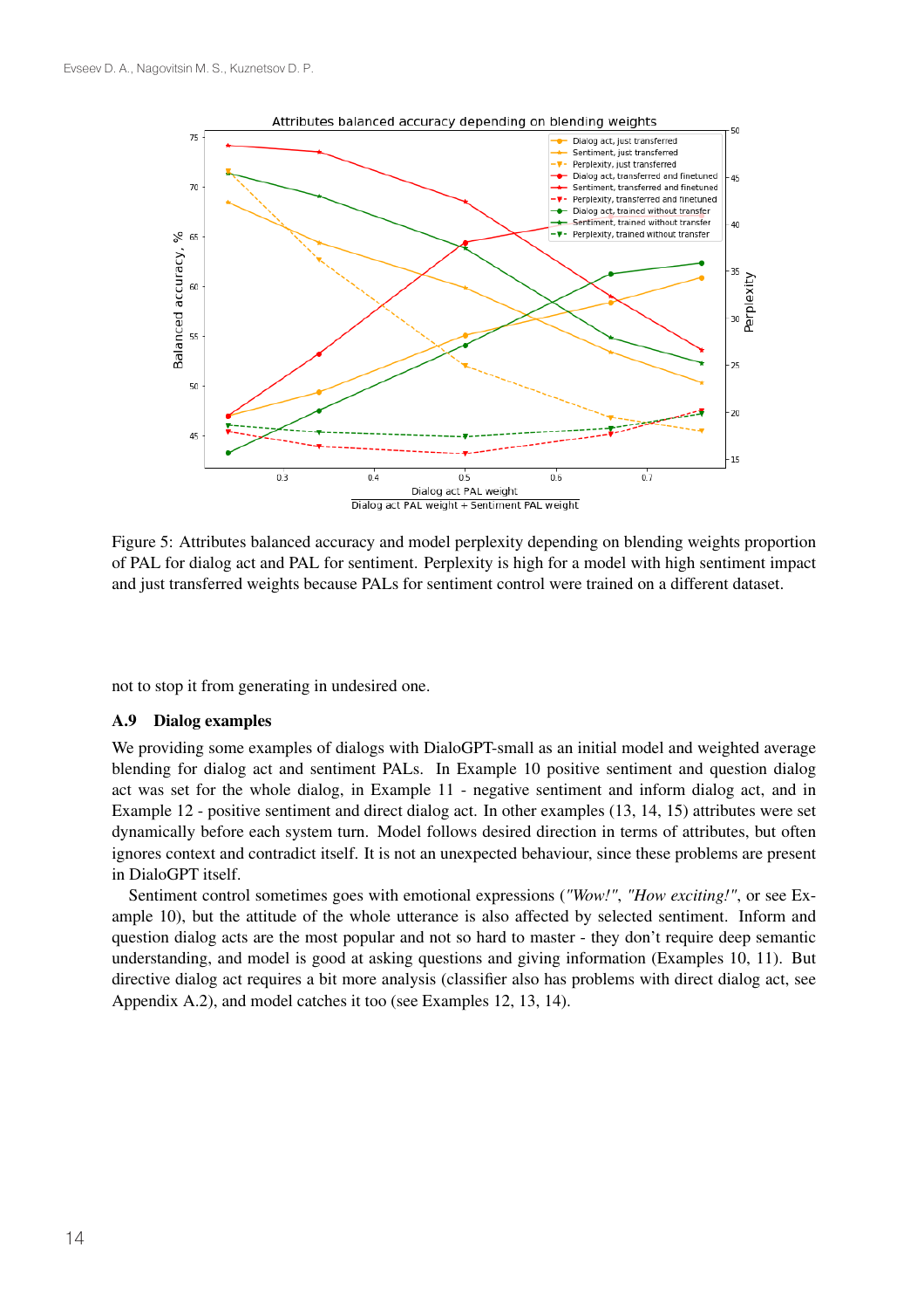Figure 5: Attributes balanced accuracy and model perplexity depending on blending weights proportion of PAL for dialog act and PAL for sentiment. Perplexity is high for a model with high sentiment impact and just transferred weights because PALs for sentiment control were trained on a different dataset.

not to stop it from generating in undesired one.

### A.9 Dialog examples

We providing some examples of dialogs with DialoGPT-small as an initial model and weighted average blending for dialog act and sentiment PALs. In Example 10 positive sentiment and question dialog act was set for the whole dialog, in Example 11 - negative sentiment and inform dialog act, and in Example 12 - positive sentiment and direct dialog act. In other examples (13, 14, 15) attributes were set dynamically before each system turn. Model follows desired direction in terms of attributes, but often ignores context and contradict itself. It is not an unexpected behaviour, since these problems are present in DialoGPT itself.

Sentiment control sometimes goes with emotional expressions (*"Wow!"*, *"How exciting!"*, or see Example 10), but the attitude of the whole utterance is also affected by selected sentiment. Inform and question dialog acts are the most popular and not so hard to master - they don't require deep semantic understanding, and model is good at asking questions and giving information (Examples 10, 11). But directive dialog act requires a bit more analysis (classifier also has problems with direct dialog act, see Appendix A.2), and model catches it too (see Examples 12, 13, 14).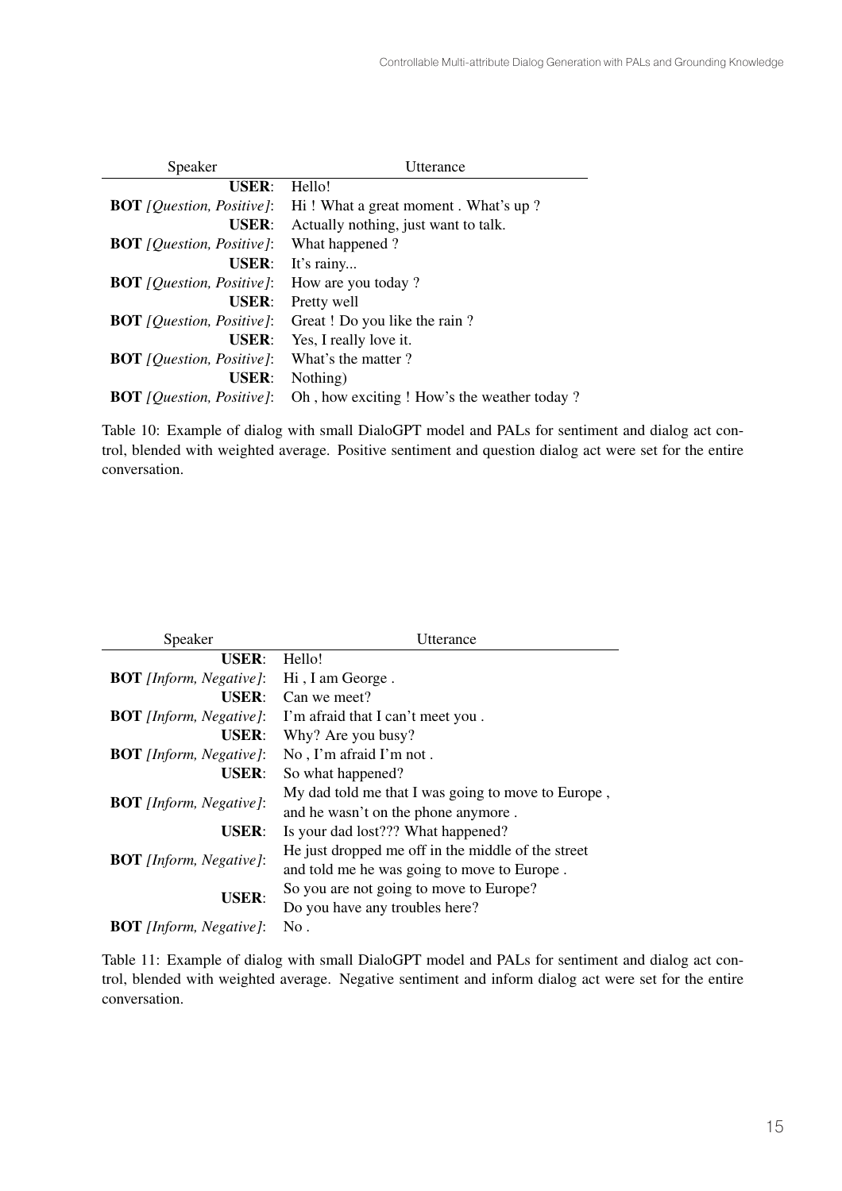| Speaker | Utterance |
|---|---|
| **USER**: | Hello! |
| **BOT** *[Question, Positive]*: | Hi ! What a great moment . What's up ? |
| **USER**: | Actually nothing, just want to talk. |
| **BOT** *[Question, Positive]*: | What happened ? |
| **USER**: | It's rainy... |
| **BOT** *[Question, Positive]*: | How are you today ? |
| **USER**: | Pretty well |
| **BOT** *[Question, Positive]*: | Great ! Do you like the rain ? |
| **USER**: | Yes, I really love it. |
| **BOT** *[Question, Positive]*: | What's the matter ? |
| **USER**: | Nothing) |
| **BOT** *[Question, Positive]*: | Oh , how exciting ! How's the weather today ? |

Table 10: Example of dialog with small DialoGPT model and PALs for sentiment and dialog act control, blended with weighted average. Positive sentiment and question dialog act were set for the entire conversation.

| Speaker | Utterance |
|---|---|
| **USER**: | Hello! |
| **BOT** *[Inform, Negative]*: | Hi , I am George . |
| **USER**: | Can we meet? |
| **BOT** *[Inform, Negative]*: | I'm afraid that I can't meet you . |
| **USER**: | Why? Are you busy? |
| **BOT** *[Inform, Negative]*: | No , I'm afraid I'm not . |
| **USER**: | So what happened? |
| **BOT** *[Inform, Negative]*: | My dad told me that I was going to move to Europe , and he wasn't on the phone anymore . |
| **USER**: | Is your dad lost??? What happened? |
| **BOT** *[Inform, Negative]*: | He just dropped me off in the middle of the street and told me he was going to move to Europe . |
| **USER**: | So you are not going to move to Europe? Do you have any troubles here? |
| **BOT** *[Inform, Negative]*: | No . |

Table 11: Example of dialog with small DialoGPT model and PALs for sentiment and dialog act control, blended with weighted average. Negative sentiment and inform dialog act were set for the entire conversation.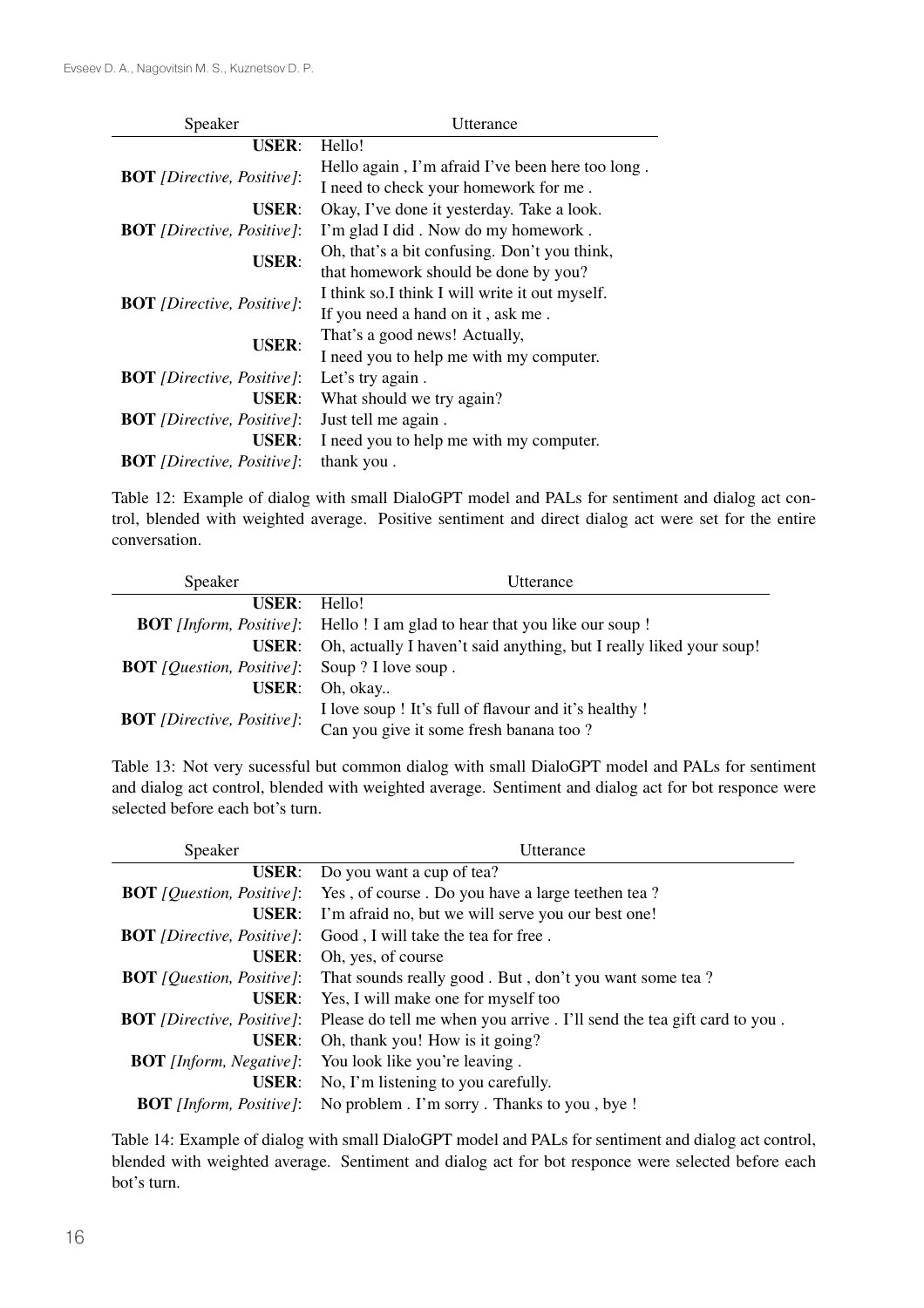| Speaker | Utterance |
|---|---|
| **USER**: | Hello! |
| **BOT** *[Directive, Positive]*: | Hello again , I'm afraid I've been here too long . I need to check your homework for me . |
| **USER**: | Okay, I've done it yesterday. Take a look. |
| **BOT** *[Directive, Positive]*: | I'm glad I did . Now do my homework . |
| **USER**: | Oh, that's a bit confusing. Don't you think, that homework should be done by you? |
| **BOT** *[Directive, Positive]*: | I think so.I think I will write it out myself. If you need a hand on it , ask me . |
| **USER**: | That's a good news! Actually, I need you to help me with my computer. |
| **BOT** *[Directive, Positive]*: | Let's try again . |
| **USER**: | What should we try again? |
| **BOT** *[Directive, Positive]*: | Just tell me again . |
| **USER**: | I need you to help me with my computer. |
| **BOT** *[Directive, Positive]*: | thank you . |

Table 12: Example of dialog with small DialoGPT model and PALs for sentiment and dialog act control, blended with weighted average. Positive sentiment and direct dialog act were set for the entire conversation.

| Speaker | Utterance |
|---|---|
| **USER**: | Hello! |
| **BOT** *[Inform, Positive]*: | Hello ! I am glad to hear that you like our soup ! |
| **USER**: | Oh, actually I haven't said anything, but I really liked your soup! |
| **BOT** *[Question, Positive]*: | Soup ? I love soup . |
| **USER**: | Oh, okay.. |
| **BOT** *[Directive, Positive]*: | I love soup ! It's full of flavour and it's healthy ! Can you give it some fresh banana too ? |

Table 13: Not very sucessful but common dialog with small DialoGPT model and PALs for sentiment and dialog act control, blended with weighted average. Sentiment and dialog act for bot responce were selected before each bot's turn.

| Speaker | Utterance |
|---|---|
| **USER**: | Do you want a cup of tea? |
| **BOT** *[Question, Positive]*: | Yes , of course . Do you have a large teethen tea ? |
| **USER**: | I'm afraid no, but we will serve you our best one! |
| **BOT** *[Directive, Positive]*: | Good , I will take the tea for free . |
| **USER**: | Oh, yes, of course |
| **BOT** *[Question, Positive]*: | That sounds really good . But , don't you want some tea ? |
| **USER**: | Yes, I will make one for myself too |
| **BOT** *[Directive, Positive]*: | Please do tell me when you arrive . I'll send the tea gift card to you . |
| **USER**: | Oh, thank you! How is it going? |
| **BOT** *[Inform, Negative]*: | You look like you're leaving . |
| **USER**: | No, I'm listening to you carefully. |
| **BOT** *[Inform, Positive]*: | No problem . I'm sorry . Thanks to you , bye ! |

Table 14: Example of dialog with small DialoGPT model and PALs for sentiment and dialog act control, blended with weighted average. Sentiment and dialog act for bot responce were selected before each bot's turn.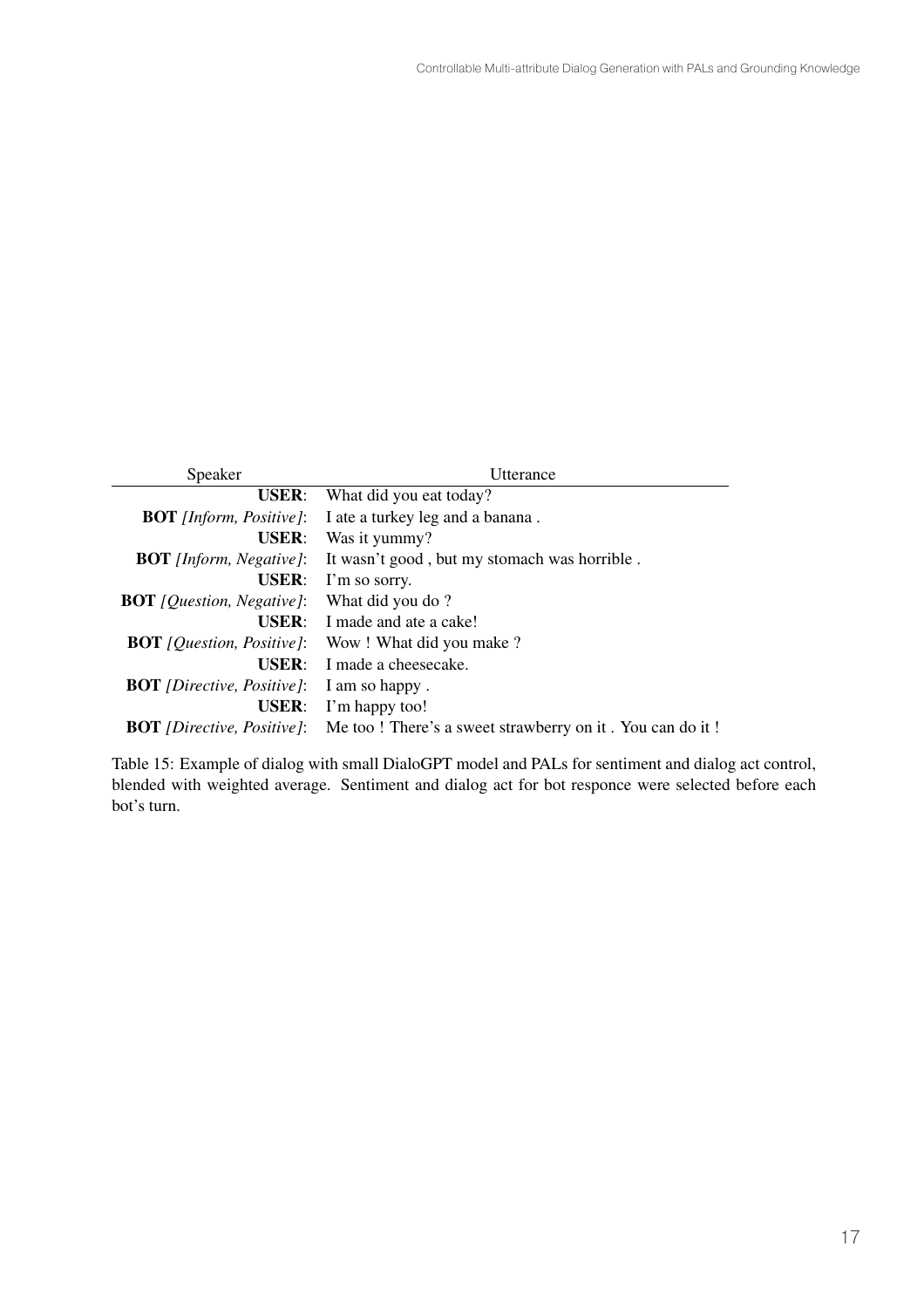| Speaker | Utterance |
|---|---|
| **USER**: | What did you eat today? |
| **BOT** *[Inform, Positive]*: | I ate a turkey leg and a banana . |
| **USER**: | Was it yummy? |
| **BOT** *[Inform, Negative]*: | It wasn't good , but my stomach was horrible . |
| **USER**: | I'm so sorry. |
| **BOT** *[Question, Negative]*: | What did you do ? |
| **USER**: | I made and ate a cake! |
| **BOT** *[Question, Positive]*: | Wow ! What did you make ? |
| **USER**: | I made a cheesecake. |
| **BOT** *[Directive, Positive]*: | I am so happy . |
| **USER**: | I'm happy too! |
| **BOT** *[Directive, Positive]*: | Me too ! There's a sweet strawberry on it . You can do it ! |

Table 15: Example of dialog with small DialoGPT model and PALs for sentiment and dialog act control, blended with weighted average. Sentiment and dialog act for bot responce were selected before each bot's turn.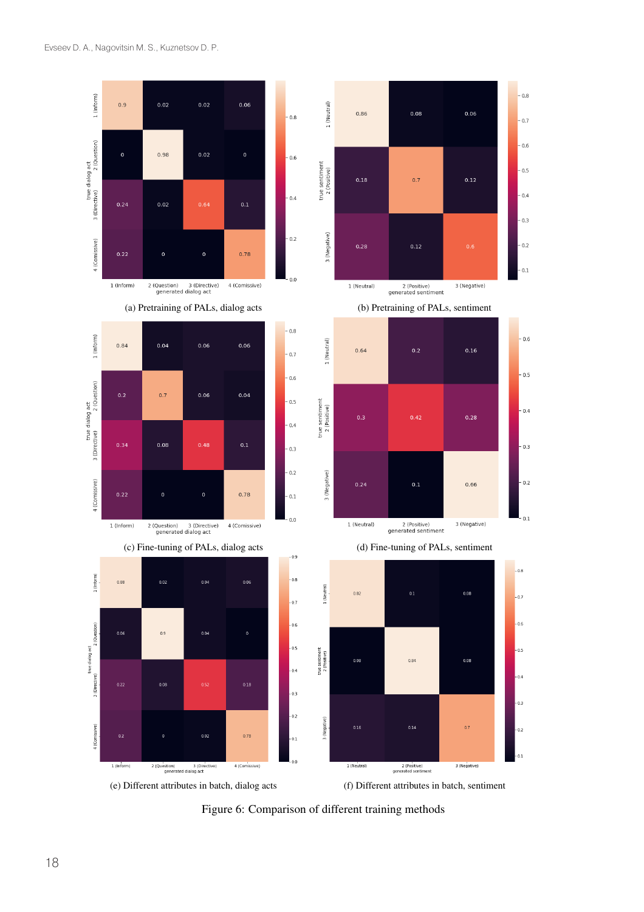1 (Inform)
2 (Question)
3 (Directive)
4 (Comissive)
true dialog act

0.9 0.02 0.02 0.06
0 0.98 0.02 0
0.24 0.02 0.64 0.1
0.22 0 0 0.78

1 (Inform) 2 (Question) 3 (Directive) 4 (Comissive)
generated dialog act

0.0 0.2 0.4 0.6 0.8

(a) Pretraining of PALs, dialog acts

1 (Neutral)
2 (Positive)
3 (Negative)
true sentiment

0.86 0.08 0.06
0.18 0.7 0.12
0.28 0.12 0.6

1 (Neutral) 2 (Positive) 3 (Negative)
generated sentiment

0.1 0.2 0.3 0.4 0.5 0.6 0.7 0.8

(b) Pretraining of PALs, sentiment

1 (Inform)
2 (Question)
3 (Directive)
4 (Comissive)
true dialog act

0.84 0.04 0.06 0.06
0.2 0.7 0.06 0.04
0.34 0.08 0.48 0.1
0.22 0 0 0.78

1 (Inform) 2 (Question) 3 (Directive) 4 (Comissive)
generated dialog act

0.0 0.1 0.2 0.3 0.4 0.5 0.6 0.7 0.8

(c) Fine-tuning of PALs, dialog acts

1 (Neutral)
2 (Positive)
3 (Negative)
true sentiment

0.64 0.2 0.16
0.3 0.42 0.28
0.24 0.1 0.66

1 (Neutral) 2 (Positive) 3 (Negative)
generated sentiment

0.1 0.2 0.3 0.4 0.5 0.6

(d) Fine-tuning of PALs, sentiment

1 (Inform)
2 (Question)
3 (Directive)
4 (Comissive)
true dialog act

0.88 0.02 0.04 0.06
0.06 0.9 0.04 0
0.22 0.08 0.52 0.18
0.2 0 0.02 0.78

1 (Inform) 2 (Question) 3 (Directive) 4 (Comissive)
generated dialog act

0.0 0.1 0.2 0.3 0.4 0.5 0.6 0.7 0.8 0.9

(e) Different attributes in batch, dialog acts

1 (Neutral)
2 (Positive)
3 (Negative)
true sentiment

0.82 0.1 0.08
0.08 0.84 0.08
0.16 0.14 0.7

1 (Neutral) 2 (Positive) 3 (Negative)
generated sentiment

0.1 0.2 0.3 0.4 0.5 0.6 0.7 0.8

(f) Different attributes in batch, sentiment

Figure 6: Comparison of different training methods